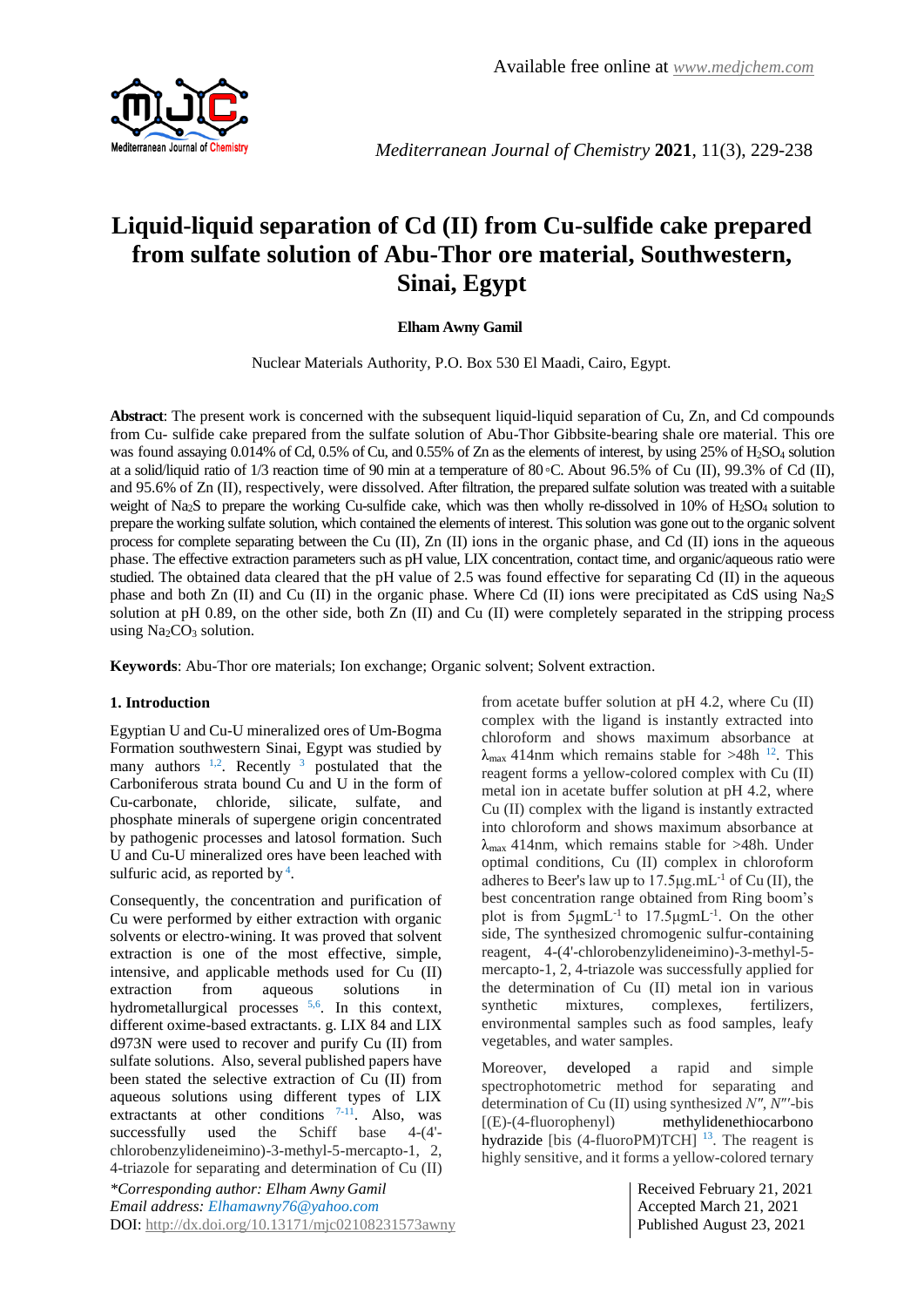# Liquid-liquid separation of Cd (II) from Cu-sulfide cake prepared from sulfate solution of Abu-Thor ore material, Southwestern, Sinai, Egypt

**Elham Awny Gamil**

Nuclear Materials Authority, P.O. Box 530 El Maadi, Cairo, Egypt.

**Abstract**: The present work is concerned with the subsequent liquid-liquid separation of Cu, Zn, and Cd compounds from Cu- sulfide cake prepared from the sulfate solution of Abu-Thor Gibbsite-bearing shale ore material. This ore was found assaying 0.014% of Cd, 0.5% of Cu, and 0.55% of Zn as the elements of interest, by using 25% of $H_2SO_4$ solution at a solid/liquid ratio of 1/3 reaction time of 90 min at a temperature of 80◦C. About 96.5% of Cu (II), 99.3% of Cd (II), and 95.6% of Zn (II), respectively, were dissolved. After filtration, the prepared sulfate solution was treated with a suitable weight of $Na_2S$ to prepare the working Cu-sulfide cake, which was then wholly re-dissolved in 10% of $H_2SO_4$ solution to prepare the working sulfate solution, which contained the elements of interest. This solution was gone out to the organic solvent process for complete separating between the Cu (II), Zn (II) ions in the organic phase, and Cd (II) ions in the aqueous phase. The effective extraction parameters such as pH value, LIX concentration, contact time, and organic/aqueous ratio were studied. The obtained data cleared that the pH value of 2.5 was found effective for separating Cd (II) in the aqueous phase and both Zn (II) and Cu (II) in the organic phase. Where Cd (II) ions were precipitated as CdS using $Na_2S$ solution at pH 0.89, on the other side, both Zn (II) and Cu (II) were completely separated in the stripping process using $Na_2CO_3$ solution.

**Keywords**: Abu-Thor ore materials; Ion exchange; Organic solvent; Solvent extraction.

## 1. Introduction

Egyptian U and Cu-U mineralized ores of Um-Bogma Formation southwestern Sinai, Egypt was studied by many authors [1,2]. Recently [3] postulated that the Carboniferous strata bound Cu and U in the form of Cu-carbonate, chloride, silicate, sulfate, and phosphate minerals of supergene origin concentrated by pathogenic processes and latosol formation. Such U and Cu-U mineralized ores have been leached with sulfuric acid, as reported by [4].

Consequently, the concentration and purification of Cu were performed by either extraction with organic solvents or electro-wining. It was proved that solvent extraction is one of the most effective, simple, intensive, and applicable methods used for Cu (II) extraction from aqueous solutions in hydrometallurgical processes [5,6]. In this context, different oxime-based extractants. g. LIX 84 and LIX d973N were used to recover and purify Cu (II) from sulfate solutions. Also, several published papers have been stated the selective extraction of Cu (II) from aqueous solutions using different types of LIX extractants at other conditions [7-11]. Also, was successfully used the Schiff base 4-(4'-chlorobenzylideneimino)-3-methyl-5-mercapto-1, 2, 4-triazole for separating and determination of Cu (II) from acetate buffer solution at pH 4.2, where Cu (II) complex with the ligand is instantly extracted into chloroform and shows maximum absorbance at $\lambda_{max}$ 414nm which remains stable for >48h [12]. This reagent forms a yellow-colored complex with Cu (II) metal ion in acetate buffer solution at pH 4.2, where Cu (II) complex with the ligand is instantly extracted into chloroform and shows maximum absorbance at $\lambda_{max}$ 414nm, which remains stable for >48h. Under optimal conditions, Cu (II) complex in chloroform adheres to Beer's law up to 17.5µg.mL$^{-1}$ of Cu (II), the best concentration range obtained from Ring boom's plot is from 5µgmL$^{-1}$ to 17.5µgmL$^{-1}$. On the other side, The synthesized chromogenic sulfur-containing reagent, 4-(4'-chlorobenzylideneimino)-3-methyl-5-mercapto-1, 2, 4-triazole was successfully applied for the determination of Cu (II) metal ion in various synthetic mixtures, complexes, fertilizers, environmental samples such as food samples, leafy vegetables, and water samples.

Moreover, developed a rapid and simple spectrophotometric method for separating and determination of Cu (II) using synthesized *N″*, *N‴*-bis [(E)-(4-fluorophenyl) methylidenethiocarbono hydrazide [bis (4-fluoroPM)TCH] [13]. The reagent is highly sensitive, and it forms a yellow-colored ternary

*Corresponding author: Elham Awny Gamil*
*Email address: Elhamawny76@yahoo.com*
DOI: http://dx.doi.org/10.13171/mjc02108231573awny

Received February 21, 2021
Accepted March 21, 2021
Published August 23, 2021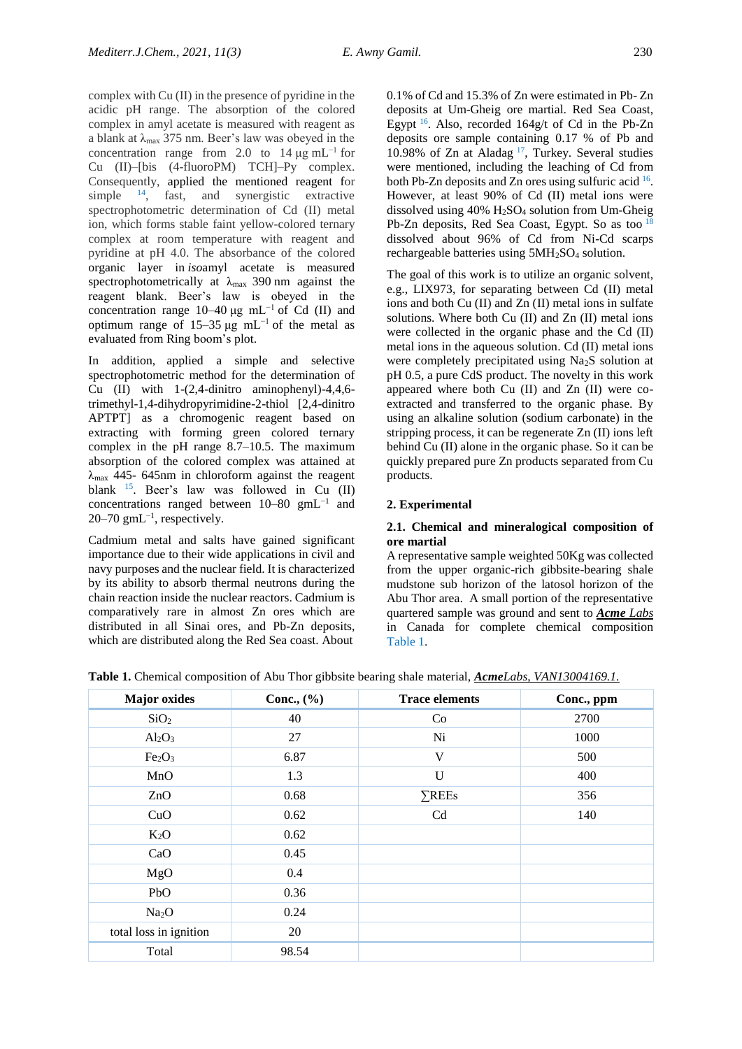complex with Cu (II) in the presence of pyridine in the acidic pH range. The absorption of the colored complex in amyl acetate is measured with reagent as a blank at $\lambda_{max}$ 375 nm. Beer's law was obeyed in the concentration range from 2.0 to 14 µg $mL^{-1}$ for Cu (II)–[bis (4-fluoroPM) TCH]–Py complex. Consequently, applied the mentioned reagent for simple [14], fast, and synergistic extractive spectrophotometric determination of Cd (II) metal ion, which forms stable faint yellow-colored ternary complex at room temperature with reagent and pyridine at pH 4.0. The absorbance of the colored organic layer in *iso*amyl acetate is measured spectrophotometrically at $\lambda_{max}$ 390 nm against the reagent blank. Beer's law is obeyed in the concentration range 10–40 µg $mL^{-1}$ of Cd (II) and optimum range of 15–35 µg $mL^{-1}$ of the metal as evaluated from Ring boom's plot.

In addition, applied a simple and selective spectrophotometric method for the determination of Cu (II) with 1-(2,4-dinitro aminophenyl)-4,4,6-trimethyl-1,4-dihydropyrimidine-2-thiol [2,4-dinitro APTPT] as a chromogenic reagent based on extracting with forming green colored ternary complex in the pH range 8.7–10.5. The maximum absorption of the colored complex was attained at $\lambda_{max}$ 445- 645nm in chloroform against the reagent blank [15]. Beer's law was followed in Cu (II) concentrations ranged between 10–80 $gmL^{-1}$ and 20–70 $gmL^{-1}$, respectively.

Cadmium metal and salts have gained significant importance due to their wide applications in civil and navy purposes and the nuclear field. It is characterized by its ability to absorb thermal neutrons during the chain reaction inside the nuclear reactors. Cadmium is comparatively rare in almost Zn ores which are distributed in all Sinai ores, and Pb-Zn deposits, which are distributed along the Red Sea coast. About 0.1% of Cd and 15.3% of Zn were estimated in Pb- Zn deposits at Um-Gheig ore martial. Red Sea Coast, Egypt [16]. Also, recorded 164g/t of Cd in the Pb-Zn deposits ore sample containing 0.17 % of Pb and 10.98% of Zn at Aladag [17], Turkey. Several studies were mentioned, including the leaching of Cd from both Pb-Zn deposits and Zn ores using sulfuric acid [16]. However, at least 90% of Cd (II) metal ions were dissolved using 40% $H_2SO_4$ solution from Um-Gheig Pb-Zn deposits, Red Sea Coast, Egypt. So as too [18] dissolved about 96% of Cd from Ni-Cd scarps rechargeable batteries using $5MH_2SO_4$ solution.

The goal of this work is to utilize an organic solvent, e.g., LIX973, for separating between Cd (II) metal ions and both Cu (II) and Zn (II) metal ions in sulfate solutions. Where both Cu (II) and Zn (II) metal ions were collected in the organic phase and the Cd (II) metal ions in the aqueous solution. Cd (II) metal ions were completely precipitated using $Na_2S$ solution at pH 0.5, a pure CdS product. The novelty in this work appeared where both Cu (II) and Zn (II) were co-extracted and transferred to the organic phase. By using an alkaline solution (sodium carbonate) in the stripping process, it can be regenerate Zn (II) ions left behind Cu (II) alone in the organic phase. So it can be quickly prepared pure Zn products separated from Cu products.

## 2. Experimental

### 2.1. Chemical and mineralogical composition of ore martial

A representative sample weighted 50Kg was collected from the upper organic-rich gibbsite-bearing shale mudstone sub horizon of the latosol horizon of the Abu Thor area. A small portion of the representative quartered sample was ground and sent to ***Acme** Labs* in Canada for complete chemical composition Table 1.

**Table 1.** Chemical composition of Abu Thor gibbsite bearing shale material, ***Acme**Labs, VAN13004169.1.*

| Major oxides | Conc., (%) | Trace elements | Conc., ppm |
|---|---|---|---|
| $SiO_2$ | 40 | Co | 2700 |
| $Al_2O_3$ | 27 | Ni | 1000 |
| $Fe_2O_3$ | 6.87 | V | 500 |
| MnO | 1.3 | U | 400 |
| ZnO | 0.68 | ∑REEs | 356 |
| CuO | 0.62 | Cd | 140 |
| $K_2O$ | 0.62 | | |
| CaO | 0.45 | | |
| MgO | 0.4 | | |
| PbO | 0.36 | | |
| $Na_2O$ | 0.24 | | |
| total loss in ignition | 20 | | |
| Total | 98.54 | | |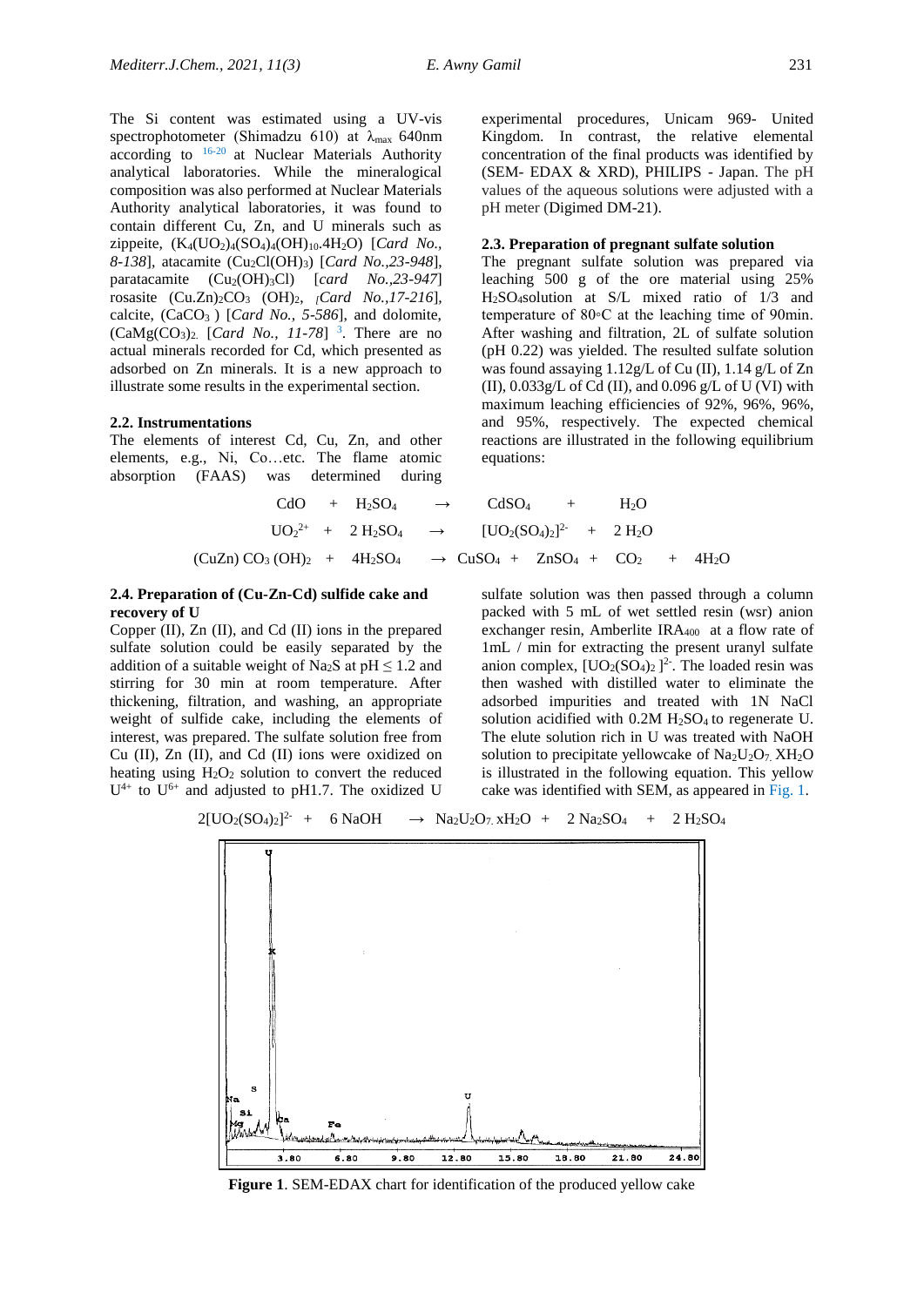The Si content was estimated using a UV-vis spectrophotometer (Shimadzu 610) at $\lambda_{max}$ 640nm according to [16-20] at Nuclear Materials Authority analytical laboratories. While the mineralogical composition was also performed at Nuclear Materials Authority analytical laboratories, it was found to contain different Cu, Zn, and U minerals such as zippeite, $(K_4(UO_2)_4(SO_4)_4(OH)_{10}.4H_2O)$ [*Card No., 8-138*], atacamite $(Cu_2Cl(OH)_3)$ [*Card No.,23-948*], paratacamite $(Cu_2(OH)_3Cl)$ [*card No.,23-947*] rosasite $(Cu.Zn)_2CO_3\ (OH)_2$, [*Card No.,17-216*], calcite, $(CaCO_3)$ [*Card No., 5-586*], and dolomite, $(CaMg(CO_3)_2$ [*Card No., 11-78*] [3]. There are no actual minerals recorded for Cd, which presented as adsorbed on Zn minerals. It is a new approach to illustrate some results in the experimental section.

## 2.2. Instrumentations

The elements of interest Cd, Cu, Zn, and other elements, e.g., Ni, Co…etc. The flame atomic absorption (FAAS) was determined during experimental procedures, Unicam 969- United Kingdom. In contrast, the relative elemental concentration of the final products was identified by (SEM- EDAX & XRD), PHILIPS - Japan. The pH values of the aqueous solutions were adjusted with a pH meter (Digimed DM-21).

## 2.3. Preparation of pregnant sulfate solution

The pregnant sulfate solution was prepared via leaching 500 g of the ore material using 25% $H_2SO_4$solution at S/L mixed ratio of 1/3 and temperature of 80◦C at the leaching time of 90min. After washing and filtration, 2L of sulfate solution (pH 0.22) was yielded. The resulted sulfate solution was found assaying 1.12g/L of Cu (II), 1.14 g/L of Zn (II), 0.033g/L of Cd (II), and 0.096 g/L of U (VI) with maximum leaching efficiencies of 92%, 96%, 96%, and 95%, respectively. The expected chemical reactions are illustrated in the following equilibrium equations:

$$CdO + H_2SO_4 \rightarrow CdSO_4 + H_2O$$

$$UO_2^{2+} + 2\,H_2SO_4 \rightarrow [UO_2(SO_4)_2]^{2-} + 2\,H_2O$$

$$(CuZn)\,CO_3\,(OH)_2 + 4H_2SO_4 \rightarrow CuSO_4 + ZnSO_4 + CO_2 + 4H_2O$$

## 2.4. Preparation of (Cu-Zn-Cd) sulfide cake and recovery of U

Copper (II), Zn (II), and Cd (II) ions in the prepared sulfate solution could be easily separated by the addition of a suitable weight of $Na_2S$ at pH ≤ 1.2 and stirring for 30 min at room temperature. After thickening, filtration, and washing, an appropriate weight of sulfide cake, including the elements of interest, was prepared. The sulfate solution free from Cu (II), Zn (II), and Cd (II) ions were oxidized on heating using $H_2O_2$ solution to convert the reduced $U^{4+}$ to $U^{6+}$ and adjusted to pH1.7. The oxidized U sulfate solution was then passed through a column packed with 5 mL of wet settled resin (wsr) anion exchanger resin, Amberlite $IRA_{400}$ at a flow rate of 1mL / min for extracting the present uranyl sulfate anion complex, $[UO_2(SO_4)_2]^{2-}$. The loaded resin was then washed with distilled water to eliminate the adsorbed impurities and treated with 1N NaCl solution acidified with 0.2M $H_2SO_4$ to regenerate U. The elute solution rich in U was treated with NaOH solution to precipitate yellowcake of $Na_2U_2O_7.XH_2O$ is illustrated in the following equation. This yellow cake was identified with SEM, as appeared in Fig. 1.

$$2[UO_2(SO_4)_2]^{2-} + 6\,NaOH \rightarrow Na_2U_2O_7.xH_2O + 2\,Na_2SO_4 + 2\,H_2SO_4$$

**Figure 1**. SEM-EDAX chart for identification of the produced yellow cake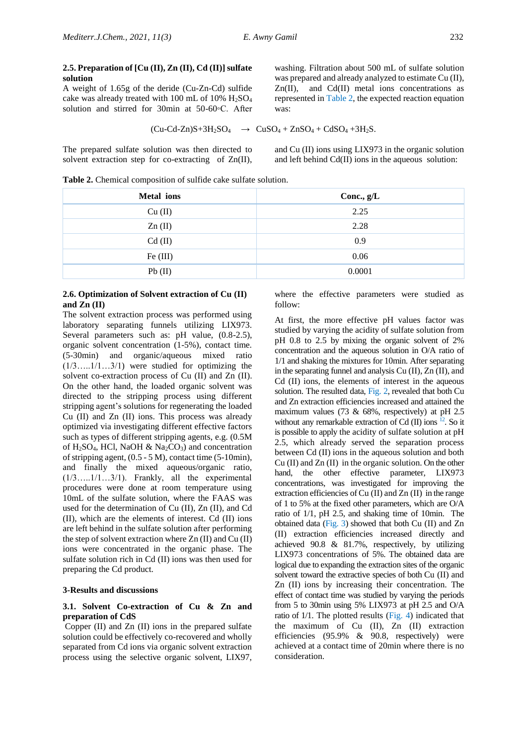### 2.5. Preparation of [Cu (II), Zn (II), Cd (II)] sulfate solution

A weight of 1.65g of the deride (Cu-Zn-Cd) sulfide cake was already treated with 100 mL of 10% $H_2SO_4$ solution and stirred for 30min at 50-60◦C. After washing. Filtration about 500 mL of sulfate solution was prepared and already analyzed to estimate Cu (II), Zn(II), and Cd(II) metal ions concentrations as represented in Table 2, the expected reaction equation was:

$$(Cu\text{-}Cd\text{-}Zn)S + 3H_2SO_4 \rightarrow CuSO_4 + ZnSO_4 + CdSO_4 + 3H_2S.$$

The prepared sulfate solution was then directed to solvent extraction step for co-extracting of Zn(II), and Cu (II) ions using LIX973 in the organic solution and left behind Cd(II) ions in the aqueous solution:

**Table 2.** Chemical composition of sulfide cake sulfate solution.

| Metal ions | Conc., g/L |
|---|---|
| Cu (II) | 2.25 |
| Zn (II) | 2.28 |
| Cd (II) | 0.9 |
| Fe (III) | 0.06 |
| Pb (II) | 0.0001 |

### 2.6. Optimization of Solvent extraction of Cu (II) and Zn (II)

The solvent extraction process was performed using laboratory separating funnels utilizing LIX973. Several parameters such as: pH value, (0.8-2.5), organic solvent concentration (1-5%), contact time. (5-30min) and organic/aqueous mixed ratio (1/3…..1/1…3/1) were studied for optimizing the solvent co-extraction process of Cu (II) and Zn (II). On the other hand, the loaded organic solvent was directed to the stripping process using different stripping agent's solutions for regenerating the loaded Cu (II) and Zn (II) ions. This process was already optimized via investigating different effective factors such as types of different stripping agents, e.g. (0.5M of $H_2SO_4$, HCl, NaOH & $Na_2CO_3$) and concentration of stripping agent, (0.5 - 5 M), contact time (5-10min), and finally the mixed aqueous/organic ratio, (1/3…..1/1…3/1). Frankly, all the experimental procedures were done at room temperature using 10mL of the sulfate solution, where the FAAS was used for the determination of Cu (II), Zn (II), and Cd (II), which are the elements of interest. Cd (II) ions are left behind in the sulfate solution after performing the step of solvent extraction where Zn (II) and Cu (II) ions were concentrated in the organic phase. The sulfate solution rich in Cd (II) ions was then used for preparing the Cd product.

## 3-Results and discussions

### 3.1. Solvent Co-extraction of Cu & Zn and preparation of CdS

Copper (II) and Zn (II) ions in the prepared sulfate solution could be effectively co-recovered and wholly separated from Cd ions via organic solvent extraction process using the selective organic solvent, LIX97, where the effective parameters were studied as follow:

At first, the more effective pH values factor was studied by varying the acidity of sulfate solution from pH 0.8 to 2.5 by mixing the organic solvent of 2% concentration and the aqueous solution in O/A ratio of 1/1 and shaking the mixtures for 10min. After separating in the separating funnel and analysis Cu (II), Zn (II), and Cd (II) ions, the elements of interest in the aqueous solution. The resulted data, Fig. 2, revealed that both Cu and Zn extraction efficiencies increased and attained the maximum values (73 & 68%, respectively) at pH 2.5 without any remarkable extraction of Cd (II) ions [12]. So it is possible to apply the acidity of sulfate solution at pH 2.5, which already served the separation process between Cd (II) ions in the aqueous solution and both Cu (II) and Zn (II) in the organic solution. On the other hand, the other effective parameter, LIX973 concentrations, was investigated for improving the extraction efficiencies of Cu (II) and Zn (II) in the range of 1 to 5% at the fixed other parameters, which are O/A ratio of 1/1, pH 2.5, and shaking time of 10min. The obtained data (Fig. 3) showed that both Cu (II) and Zn (II) extraction efficiencies increased directly and achieved 90.8 & 81.7%, respectively, by utilizing LIX973 concentrations of 5%. The obtained data are logical due to expanding the extraction sites of the organic solvent toward the extractive species of both Cu (II) and Zn (II) ions by increasing their concentration. The effect of contact time was studied by varying the periods from 5 to 30min using 5% LIX973 at pH 2.5 and O/A ratio of 1/1. The plotted results (Fig. 4) indicated that the maximum of Cu (II), Zn (II) extraction efficiencies (95.9% & 90.8, respectively) were achieved at a contact time of 20min where there is no consideration.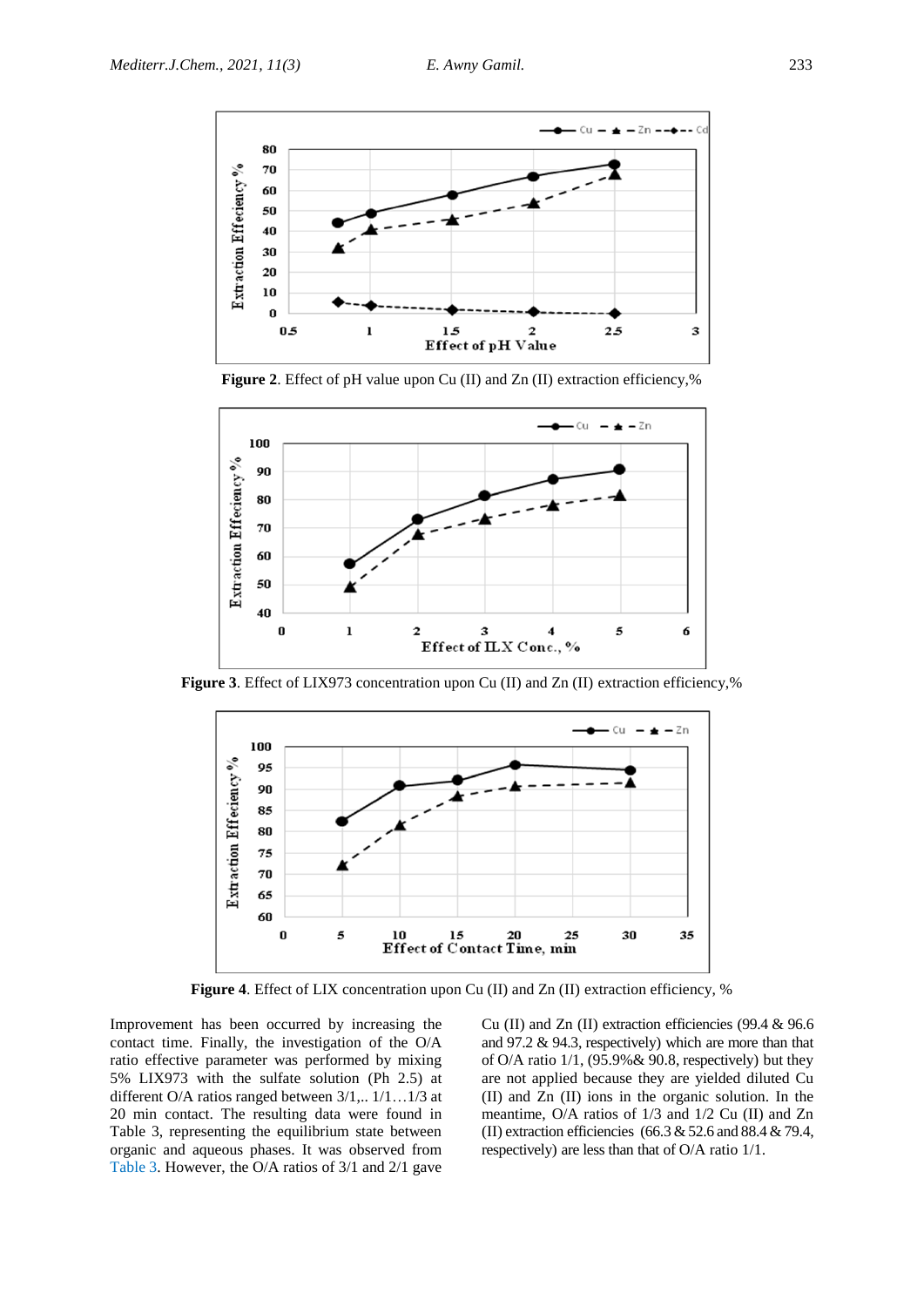**Figure 2**. Effect of pH value upon Cu (II) and Zn (II) extraction efficiency,%

**Figure 3**. Effect of LIX973 concentration upon Cu (II) and Zn (II) extraction efficiency,%

**Figure 4**. Effect of LIX concentration upon Cu (II) and Zn (II) extraction efficiency, %

Improvement has been occurred by increasing the contact time. Finally, the investigation of the O/A ratio effective parameter was performed by mixing 5% LIX973 with the sulfate solution (Ph 2.5) at different O/A ratios ranged between 3/1,.. 1/1…1/3 at 20 min contact. The resulting data were found in Table 3, representing the equilibrium state between organic and aqueous phases. It was observed from Table 3. However, the O/A ratios of 3/1 and 2/1 gave Cu (II) and Zn (II) extraction efficiencies (99.4 & 96.6 and 97.2 & 94.3, respectively) which are more than that of O/A ratio 1/1, (95.9%& 90.8, respectively) but they are not applied because they are yielded diluted Cu (II) and Zn (II) ions in the organic solution. In the meantime, O/A ratios of 1/3 and 1/2 Cu (II) and Zn (II) extraction efficiencies (66.3 & 52.6 and 88.4 & 79.4, respectively) are less than that of O/A ratio 1/1.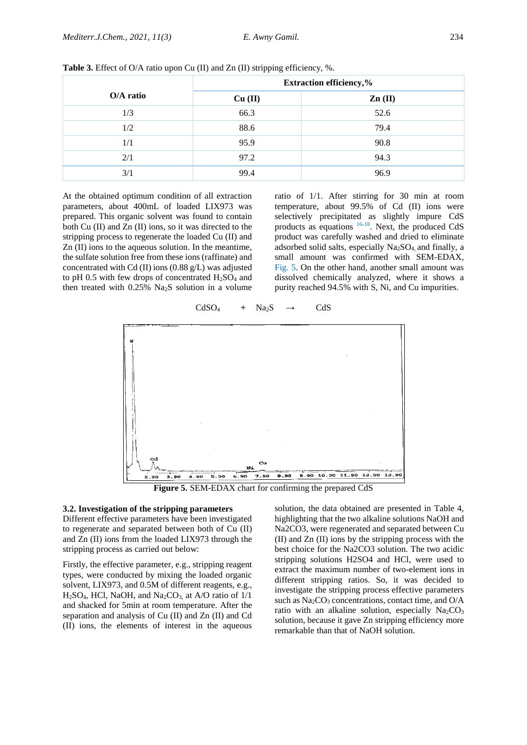**Table 3.** Effect of O/A ratio upon Cu (II) and Zn (II) stripping efficiency, %.

| O/A ratio | Extraction efficiency,% | |
|---|---|---|
| | Cu (II) | Zn (II) |
| 1/3 | 66.3 | 52.6 |
| 1/2 | 88.6 | 79.4 |
| 1/1 | 95.9 | 90.8 |
| 2/1 | 97.2 | 94.3 |
| 3/1 | 99.4 | 96.9 |

At the obtained optimum condition of all extraction parameters, about 400mL of loaded LIX973 was prepared. This organic solvent was found to contain both Cu (II) and Zn (II) ions, so it was directed to the stripping process to regenerate the loaded Cu (II) and Zn (II) ions to the aqueous solution. In the meantime, the sulfate solution free from these ions (raffinate) and concentrated with Cd (II) ions (0.88 g/L) was adjusted to pH 0.5 with few drops of concentrated $H_2SO_4$ and then treated with 0.25% $Na_2S$ solution in a volume ratio of 1/1. After stirring for 30 min at room temperature, about 99.5% of Cd (II) ions were selectively precipitated as slightly impure CdS products as equations [16-18]. Next, the produced CdS product was carefully washed and dried to eliminate adsorbed solid salts, especially $Na_2SO_4$, and finally, a small amount was confirmed with SEM-EDAX, Fig. 5. On the other hand, another small amount was dissolved chemically analyzed, where it shows a purity reached 94.5% with S, Ni, and Cu impurities.

$$CdSO_4 \quad + \quad Na_2S \quad \rightarrow \quad CdS$$

**Figure 5.** SEM-EDAX chart for confirming the prepared CdS

### 3.2. Investigation of the stripping parameters

Different effective parameters have been investigated to regenerate and separated between both of Cu (II) and Zn (II) ions from the loaded LIX973 through the stripping process as carried out below:

Firstly, the effective parameter, e.g., stripping reagent types, were conducted by mixing the loaded organic solvent, LIX973, and 0.5M of different reagents, e.g., $H_2SO_4$, HCl, NaOH, and $Na_2CO_3$, at A/O ratio of 1/1 and shacked for 5min at room temperature. After the separation and analysis of Cu (II) and Zn (II) and Cd (II) ions, the elements of interest in the aqueous solution, the data obtained are presented in Table 4, highlighting that the two alkaline solutions NaOH and Na2CO3, were regenerated and separated between Cu (II) and Zn (II) ions by the stripping process with the best choice for the Na2CO3 solution. The two acidic stripping solutions H2SO4 and HCl, were used to extract the maximum number of two-element ions in different stripping ratios. So, it was decided to investigate the stripping process effective parameters such as $Na_2CO_3$ concentrations, contact time, and O/A ratio with an alkaline solution, especially $Na_2CO_3$ solution, because it gave Zn stripping efficiency more remarkable than that of NaOH solution.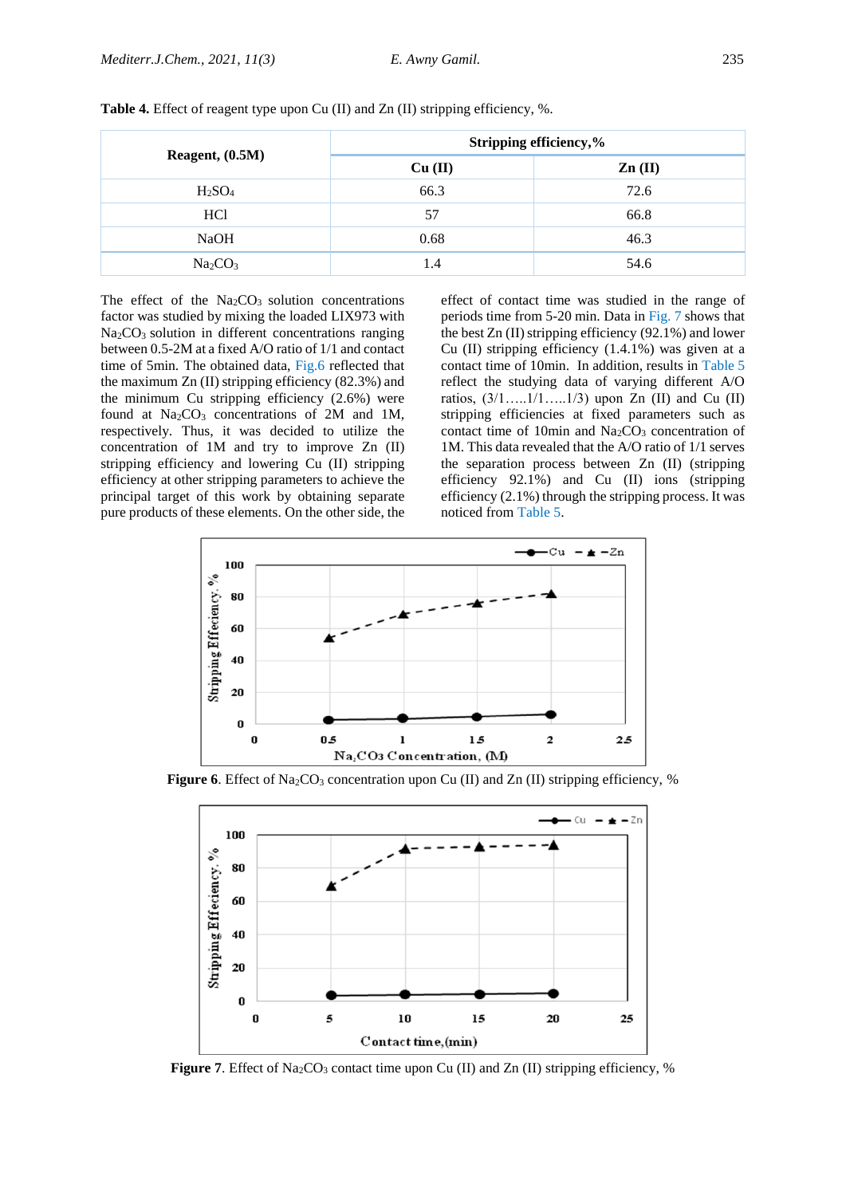**Table 4.** Effect of reagent type upon Cu (II) and Zn (II) stripping efficiency, %.

| Reagent, (0.5M) | Stripping efficiency,% | |
|---|---|---|
| | Cu (II) | Zn (II) |
| $H_2SO_4$ | 66.3 | 72.6 |
| HCl | 57 | 66.8 |
| NaOH | 0.68 | 46.3 |
| $Na_2CO_3$ | 1.4 | 54.6 |

The effect of the $Na_2CO_3$ solution concentrations factor was studied by mixing the loaded LIX973 with $Na_2CO_3$ solution in different concentrations ranging between 0.5-2M at a fixed A/O ratio of 1/1 and contact time of 5min. The obtained data, Fig.6 reflected that the maximum Zn (II) stripping efficiency (82.3%) and the minimum Cu stripping efficiency (2.6%) were found at $Na_2CO_3$ concentrations of 2M and 1M, respectively. Thus, it was decided to utilize the concentration of 1M and try to improve Zn (II) stripping efficiency and lowering Cu (II) stripping efficiency at other stripping parameters to achieve the principal target of this work by obtaining separate pure products of these elements. On the other side, the effect of contact time was studied in the range of periods time from 5-20 min. Data in Fig. 7 shows that the best Zn (II) stripping efficiency (92.1%) and lower Cu (II) stripping efficiency (1.4.1%) was given at a contact time of 10min. In addition, results in Table 5 reflect the studying data of varying different A/O ratios, (3/1…..1/1…..1/3) upon Zn (II) and Cu (II) stripping efficiencies at fixed parameters such as contact time of 10min and $Na_2CO_3$ concentration of 1M. This data revealed that the A/O ratio of 1/1 serves the separation process between Zn (II) (stripping efficiency 92.1%) and Cu (II) ions (stripping efficiency (2.1%) through the stripping process. It was noticed from Table 5.

**Figure 6**. Effect of $Na_2CO_3$ concentration upon Cu (II) and Zn (II) stripping efficiency, %

**Figure 7**. Effect of $Na_2CO_3$ contact time upon Cu (II) and Zn (II) stripping efficiency, %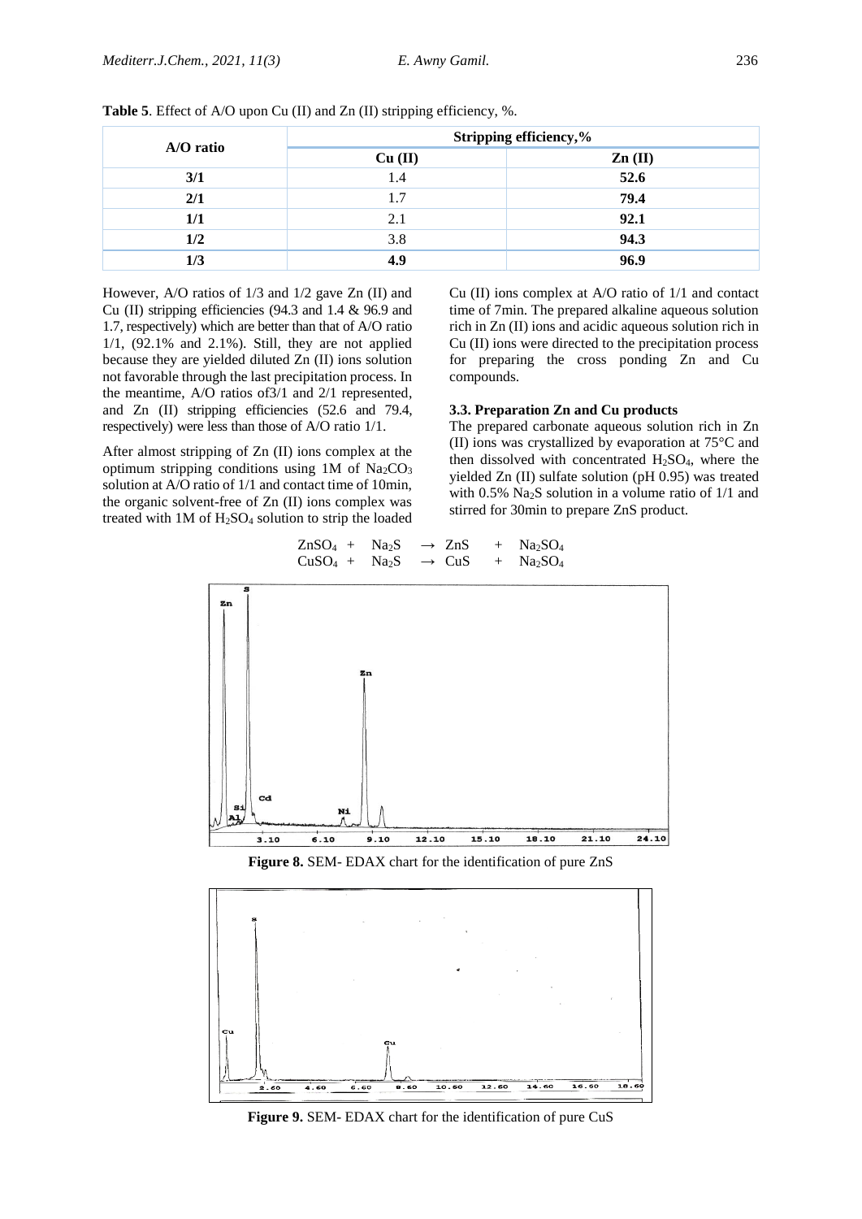**Table 5**. Effect of A/O upon Cu (II) and Zn (II) stripping efficiency, %.

| A/O ratio | Stripping efficiency,% | |
|---|---|---|
| | Cu (II) | Zn (II) |
| **3/1** | 1.4 | **52.6** |
| **2/1** | 1.7 | **79.4** |
| **1/1** | 2.1 | **92.1** |
| **1/2** | 3.8 | **94.3** |
| **1/3** | **4.9** | **96.9** |

However, A/O ratios of 1/3 and 1/2 gave Zn (II) and Cu (II) stripping efficiencies (94.3 and 1.4 & 96.9 and 1.7, respectively) which are better than that of A/O ratio 1/1, (92.1% and 2.1%). Still, they are not applied because they are yielded diluted Zn (II) ions solution not favorable through the last precipitation process. In the meantime, A/O ratios of3/1 and 2/1 represented, and Zn (II) stripping efficiencies (52.6 and 79.4, respectively) were less than those of A/O ratio 1/1.

After almost stripping of Zn (II) ions complex at the optimum stripping conditions using 1M of $Na_2CO_3$ solution at A/O ratio of 1/1 and contact time of 10min, the organic solvent-free of Zn (II) ions complex was treated with 1M of $H_2SO_4$ solution to strip the loaded Cu (II) ions complex at A/O ratio of 1/1 and contact time of 7min. The prepared alkaline aqueous solution rich in Zn (II) ions and acidic aqueous solution rich in Cu (II) ions were directed to the precipitation process for preparing the cross ponding Zn and Cu compounds.

### 3.3. Preparation Zn and Cu products

The prepared carbonate aqueous solution rich in Zn (II) ions was crystallized by evaporation at 75°C and then dissolved with concentrated $H_2SO_4$, where the yielded Zn (II) sulfate solution (pH 0.95) was treated with 0.5% $Na_2S$ solution in a volume ratio of 1/1 and stirred for 30min to prepare ZnS product.

$$ZnSO_4 + Na_2S \rightarrow ZnS + Na_2SO_4$$
$$CuSO_4 + Na_2S \rightarrow CuS + Na_2SO_4$$

**Figure 8.** SEM- EDAX chart for the identification of pure ZnS

**Figure 9.** SEM- EDAX chart for the identification of pure CuS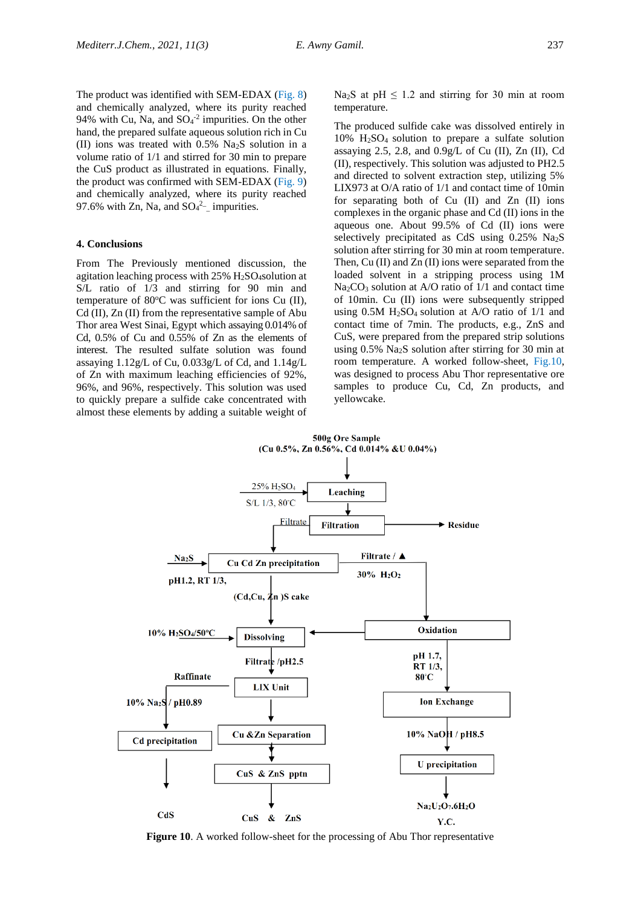The product was identified with SEM-EDAX (Fig. 8) and chemically analyzed, where its purity reached 94% with Cu, Na, and $SO_4^{-2}$ impurities. On the other hand, the prepared sulfate aqueous solution rich in Cu (II) ions was treated with 0.5% $Na_2S$ solution in a volume ratio of 1/1 and stirred for 30 min to prepare the CuS product as illustrated in equations. Finally, the product was confirmed with SEM-EDAX (Fig. 9) and chemically analyzed, where its purity reached 97.6% with Zn, Na, and $SO_4^{2-}$_ impurities.

## 4. Conclusions

From The Previously mentioned discussion, the agitation leaching process with 25% $H_2SO_4$solution at S/L ratio of 1/3 and stirring for 90 min and temperature of 80°C was sufficient for ions Cu (II), Cd (II), Zn (II) from the representative sample of Abu Thor area West Sinai, Egypt which assaying 0.014% of Cd, 0.5% of Cu and 0.55% of Zn as the elements of interest. The resulted sulfate solution was found assaying 1.12g/L of Cu, 0.033g/L of Cd, and 1.14g/L of Zn with maximum leaching efficiencies of 92%, 96%, and 96%, respectively. This solution was used to quickly prepare a sulfide cake concentrated with almost these elements by adding a suitable weight of $Na_2S$ at pH $\leq$ 1.2 and stirring for 30 min at room temperature.

The produced sulfide cake was dissolved entirely in 10% $H_2SO_4$ solution to prepare a sulfate solution assaying 2.5, 2.8, and 0.9g/L of Cu (II), Zn (II), Cd (II), respectively. This solution was adjusted to PH2.5 and directed to solvent extraction step, utilizing 5% LIX973 at O/A ratio of 1/1 and contact time of 10min for separating both of Cu (II) and Zn (II) ions complexes in the organic phase and Cd (II) ions in the aqueous one. About 99.5% of Cd (II) ions were selectively precipitated as CdS using 0.25% $Na_2S$ solution after stirring for 30 min at room temperature. Then, Cu (II) and Zn (II) ions were separated from the loaded solvent in a stripping process using 1M $Na_2CO_3$ solution at A/O ratio of 1/1 and contact time of 10min. Cu (II) ions were subsequently stripped using 0.5M $H_2SO_4$ solution at A/O ratio of 1/1 and contact time of 7min. The products, e.g., ZnS and CuS, were prepared from the prepared strip solutions using 0.5% $Na_2S$ solution after stirring for 30 min at room temperature. A worked follow-sheet, Fig.10, was designed to process Abu Thor representative ore samples to produce Cu, Cd, Zn products, and yellowcake.

**Figure 10**. A worked follow-sheet for the processing of Abu Thor representative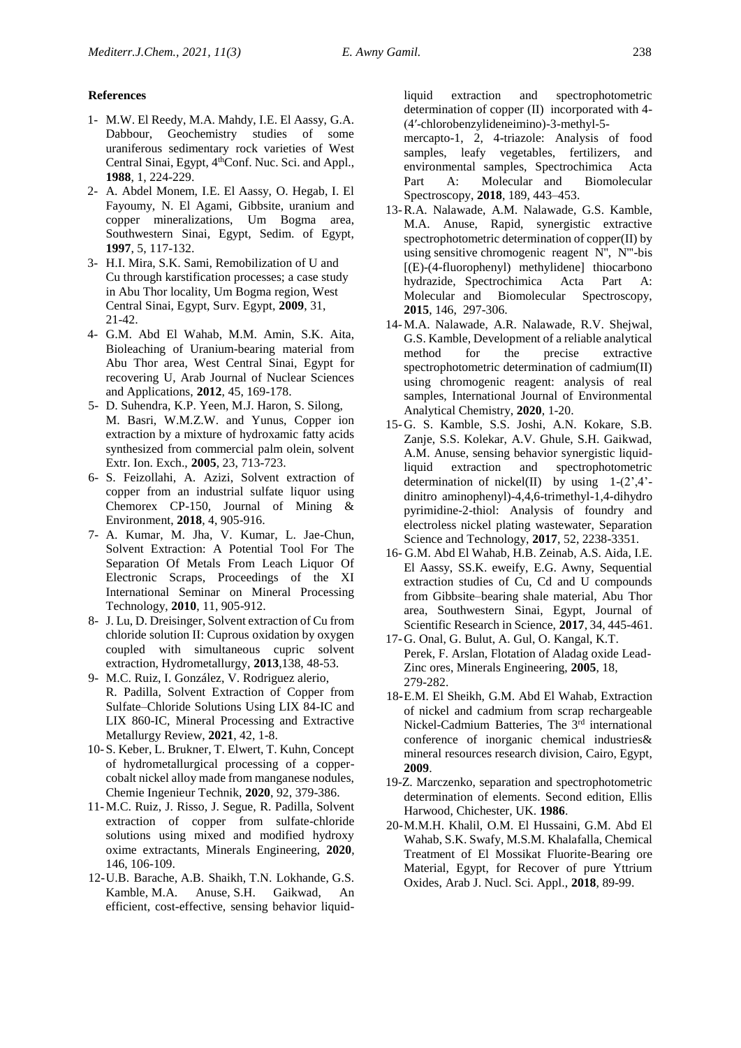**References**

1- M.W. El Reedy, M.A. Mahdy, I.E. El Aassy, G.A. Dabbour, Geochemistry studies of some uraniferous sedimentary rock varieties of West Central Sinai, Egypt, 4thConf. Nuc. Sci. and Appl., **1988**, 1, 224-229.

2- A. Abdel Monem, I.E. El Aassy, O. Hegab, I. El Fayoumy, N. El Agami, Gibbsite, uranium and copper mineralizations, Um Bogma area, Southwestern Sinai, Egypt, Sedim. of Egypt, **1997**, 5, 117-132.

3- H.I. Mira, S.K. Sami, Remobilization of U and Cu through karstification processes; a case study in Abu Thor locality, Um Bogma region, West Central Sinai, Egypt, Surv. Egypt, **2009**, 31, 21-42.

4- G.M. Abd El Wahab, M.M. Amin, S.K. Aita, Bioleaching of Uranium-bearing material from Abu Thor area, West Central Sinai, Egypt for recovering U, Arab Journal of Nuclear Sciences and Applications, **2012**, 45, 169-178.

5- D. Suhendra, K.P. Yeen, M.J. Haron, S. Silong, M. Basri, W.M.Z.W. and Yunus, Copper ion extraction by a mixture of hydroxamic fatty acids synthesized from commercial palm olein, solvent Extr. Ion. Exch., **2005**, 23, 713-723.

6- S. Feizollahi, A. Azizi, Solvent extraction of copper from an industrial sulfate liquor using Chemorex CP-150, Journal of Mining & Environment, **2018**, 4, 905-916.

7- A. Kumar, M. Jha, V. Kumar, L. Jae-Chun, Solvent Extraction: A Potential Tool For The Separation Of Metals From Leach Liquor Of Electronic Scraps, Proceedings of the XI International Seminar on Mineral Processing Technology, **2010**, 11, 905-912.

8- J. Lu, D. Dreisinger, Solvent extraction of Cu from chloride solution II: Cuprous oxidation by oxygen coupled with simultaneous cupric solvent extraction, Hydrometallurgy, **2013**,138, 48-53.

9- M.C. Ruiz, I. González, V. Rodriguez alerio, R. Padilla, Solvent Extraction of Copper from Sulfate–Chloride Solutions Using LIX 84-IC and LIX 860-IC, Mineral Processing and Extractive Metallurgy Review, **2021**, 42, 1-8.

10- S. Keber, L. Brukner, T. Elwert, T. Kuhn, Concept of hydrometallurgical processing of a copper-cobalt nickel alloy made from manganese nodules, Chemie Ingenieur Technik, **2020**, 92, 379-386.

11- M.C. Ruiz, J. Risso, J. Segue, R. Padilla, Solvent extraction of copper from sulfate-chloride solutions using mixed and modified hydroxy oxime extractants, Minerals Engineering, **2020**, 146, 106-109.

12- U.B. Barache, A.B. Shaikh, T.N. Lokhande, G.S. Kamble, M.A. Anuse, S.H. Gaikwad, An efficient, cost-effective, sensing behavior liquid-liquid extraction and spectrophotometric determination of copper (II) incorporated with 4-(4′-chlorobenzylideneimino)-3-methyl-5-mercapto-1, 2, 4-triazole: Analysis of food samples, leafy vegetables, fertilizers, and environmental samples, Spectrochimica Acta Part A: Molecular and Biomolecular Spectroscopy, **2018**, 189, 443–453.

13- R.A. Nalawade, A.M. Nalawade, G.S. Kamble, M.A. Anuse, Rapid, synergistic extractive spectrophotometric determination of copper(II) by using sensitive chromogenic reagent N'', N'''-bis [(E)-(4-fluorophenyl) methylidene] thiocarbono hydrazide, Spectrochimica Acta Part A: Molecular and Biomolecular Spectroscopy, **2015**, 146, 297-306.

14- M.A. Nalawade, A.R. Nalawade, R.V. Shejwal, G.S. Kamble, Development of a reliable analytical method for the precise extractive spectrophotometric determination of cadmium(II) using chromogenic reagent: analysis of real samples, International Journal of Environmental Analytical Chemistry, **2020**, 1-20.

15- G. S. Kamble, S.S. Joshi, A.N. Kokare, S.B. Zanje, S.S. Kolekar, A.V. Ghule, S.H. Gaikwad, A.M. Anuse, sensing behavior synergistic liquid-liquid extraction and spectrophotometric determination of nickel(II) by using 1-(2',4'-dinitro aminophenyl)-4,4,6-trimethyl-1,4-dihydro pyrimidine-2-thiol: Analysis of foundry and electroless nickel plating wastewater, Separation Science and Technology, **2017**, 52, 2238-3351.

16- G.M. Abd El Wahab, H.B. Zeinab, A.S. Aida, I.E. El Aassy, SS.K. eweify, E.G. Awny, Sequential extraction studies of Cu, Cd and U compounds from Gibbsite–bearing shale material, Abu Thor area, Southwestern Sinai, Egypt, Journal of Scientific Research in Science, **2017**, 34, 445-461.

17- G. Onal, G. Bulut, A. Gul, O. Kangal, K.T. Perek, F. Arslan, Flotation of Aladag oxide Lead-Zinc ores, Minerals Engineering, **2005**, 18, 279-282.

18- E.M. El Sheikh, G.M. Abd El Wahab, Extraction of nickel and cadmium from scrap rechargeable Nickel-Cadmium Batteries, The 3rd international conference of inorganic chemical industries& mineral resources research division, Cairo, Egypt, **2009**.

19- Z. Marczenko, separation and spectrophotometric determination of elements. Second edition, Ellis Harwood, Chichester, UK. **1986**.

20- M.M.H. Khalil, O.M. El Hussaini, G.M. Abd El Wahab, S.K. Swafy, M.S.M. Khalafalla, Chemical Treatment of El Mossikat Fluorite-Bearing ore Material, Egypt, for Recover of pure Yttrium Oxides, Arab J. Nucl. Sci. Appl., **2018**, 89-99.